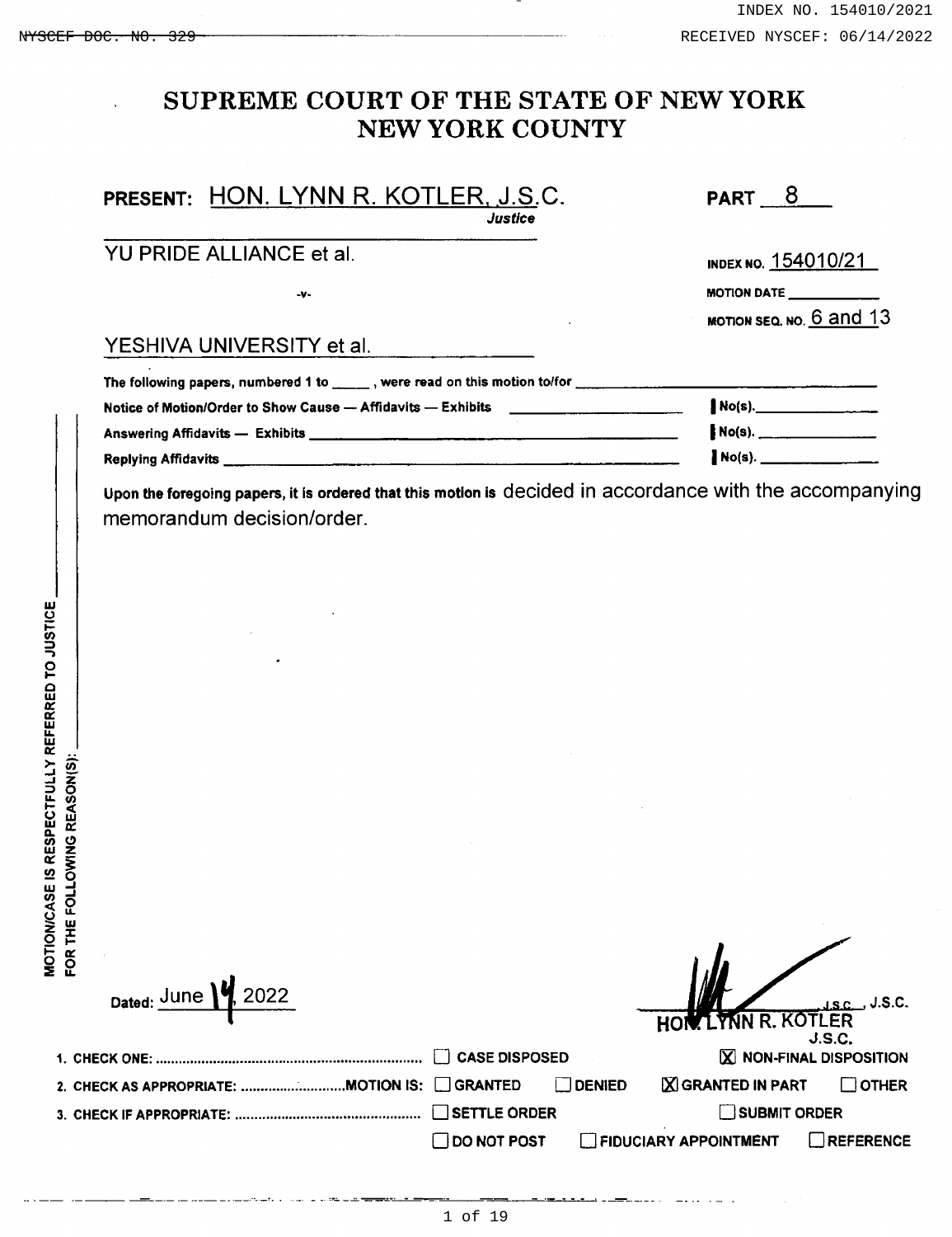INDEX NO. 154010/2021

RECEIVED NYSCEF: 06/14/2022

# SUPREME COURT OF THE STATE OF NEW YORK
# NEW YORK COUNTY

**PRESENT:** HON. LYNN R. KOTLER, J.S.C. — *Justice* — **PART** 8

YU PRIDE ALLIANCE et al.

-v-

YESHIVA UNIVERSITY et al.

**INDEX NO.** 154010/21

**MOTION DATE** ___________

**MOTION SEQ. NO.** 6 and 13

**The following papers, numbered 1 to _____ , were read on this motion to/for** ___________________

**Notice of Motion/Order to Show Cause — Affidavits — Exhibits** ___________ **No(s).** ___________

**Answering Affidavits — Exhibits** ___________ **No(s).** ___________

**Replying Affidavits** ___________ **No(s).** ___________

**Upon the foregoing papers, it is ordered that this motion is** decided in accordance with the accompanying memorandum decision/order.

**MOTION/CASE IS RESPECTFULLY REFERRED TO JUSTICE _______ FOR THE FOLLOWING REASON(S): _______**

Dated: June 14, 2022

HON. LYNN R. KOTLER, J.S.C.

1. **CHECK ONE:** ☐ CASE DISPOSED ☒ NON-FINAL DISPOSITION
2. **CHECK AS APPROPRIATE: MOTION IS:** ☐ GRANTED ☐ DENIED ☒ GRANTED IN PART ☐ OTHER
3. **CHECK IF APPROPRIATE:** ☐ SETTLE ORDER ☐ SUBMIT ORDER ☐ DO NOT POST ☐ FIDUCIARY APPOINTMENT ☐ REFERENCE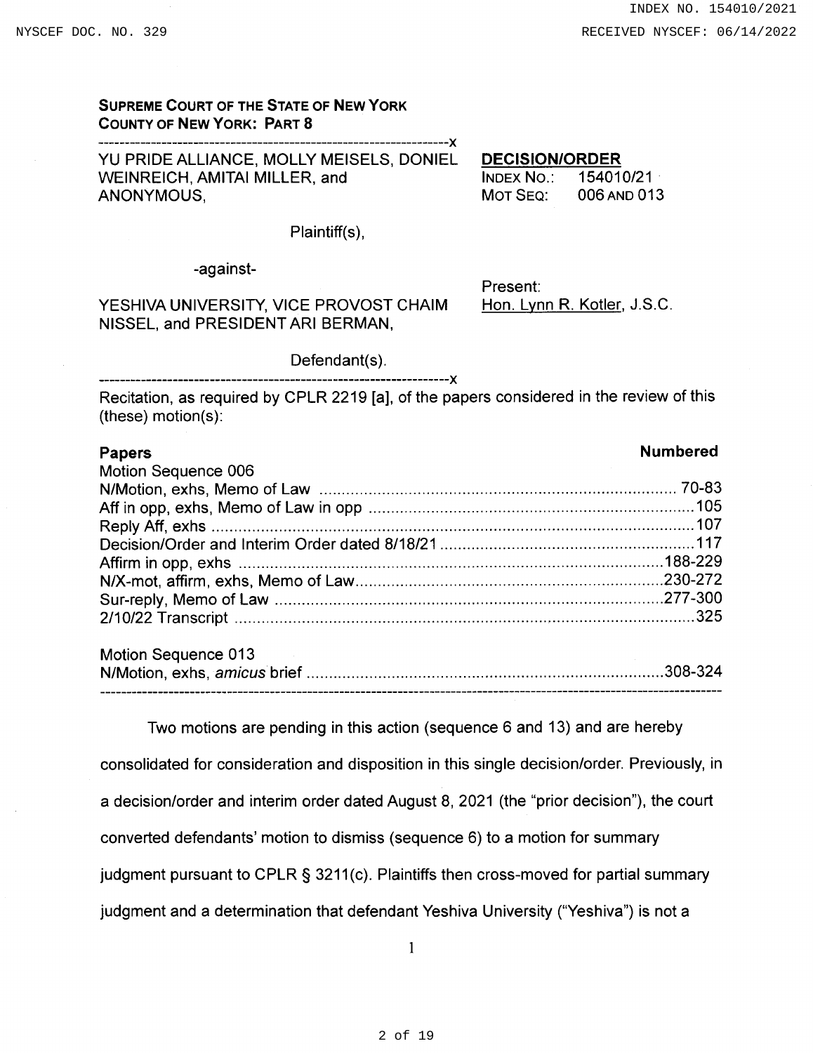**SUPREME COURT OF THE STATE OF NEW YORK**
**COUNTY OF NEW YORK: PART 8**

---x

YU PRIDE ALLIANCE, MOLLY MEISELS, DONIEL WEINREICH, AMITAI MILLER, and ANONYMOUS,

Plaintiff(s),

-against-

YESHIVA UNIVERSITY, VICE PROVOST CHAIM NISSEL, and PRESIDENT ARI BERMAN,

Defendant(s).

---x

**DECISION/ORDER**
INDEX NO.: 154010/21
MOT SEQ: 006 AND 013

Present:
Hon. Lynn R. Kotler, J.S.C.

Recitation, as required by CPLR 2219 [a], of the papers considered in the review of this (these) motion(s):

| **Papers** | **Numbered** |
|---|---|
| Motion Sequence 006 | |
| N/Motion, exhs, Memo of Law | 70-83 |
| Aff in opp, exhs, Memo of Law in opp | 105 |
| Reply Aff, exhs | 107 |
| Decision/Order and Interim Order dated 8/18/21 | 117 |
| Affirm in opp, exhs | 188-229 |
| N/X-mot, affirm, exhs, Memo of Law | 230-272 |
| Sur-reply, Memo of Law | 277-300 |
| 2/10/22 Transcript | 325 |
| | |
| Motion Sequence 013 | |
| N/Motion, exhs, *amicus* brief | 308-324 |

---

Two motions are pending in this action (sequence 6 and 13) and are hereby consolidated for consideration and disposition in this single decision/order. Previously, in a decision/order and interim order dated August 8, 2021 (the "prior decision"), the court converted defendants' motion to dismiss (sequence 6) to a motion for summary judgment pursuant to CPLR § 3211(c). Plaintiffs then cross-moved for partial summary judgment and a determination that defendant Yeshiva University ("Yeshiva") is not a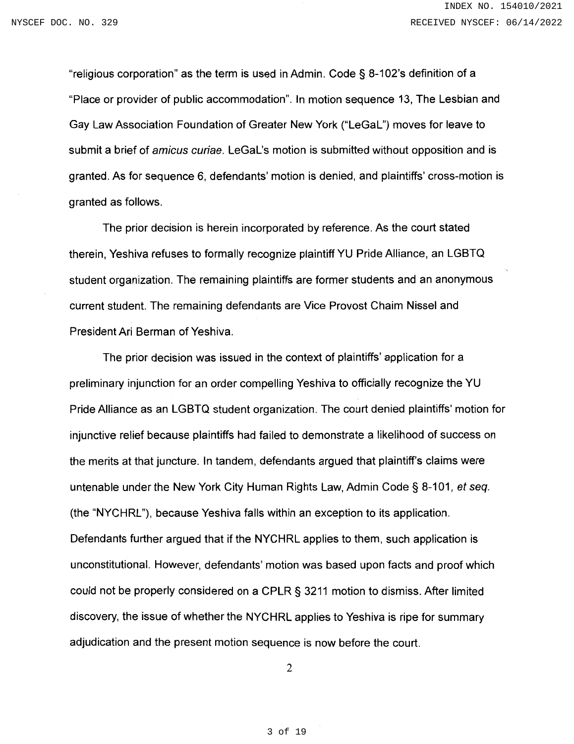"religious corporation" as the term is used in Admin. Code § 8-102's definition of a "Place or provider of public accommodation". In motion sequence 13, The Lesbian and Gay Law Association Foundation of Greater New York ("LeGaL") moves for leave to submit a brief of *amicus curiae*. LeGaL's motion is submitted without opposition and is granted. As for sequence 6, defendants' motion is denied, and plaintiffs' cross-motion is granted as follows.

The prior decision is herein incorporated by reference. As the court stated therein, Yeshiva refuses to formally recognize plaintiff YU Pride Alliance, an LGBTQ student organization. The remaining plaintiffs are former students and an anonymous current student. The remaining defendants are Vice Provost Chaim Nissel and President Ari Berman of Yeshiva.

The prior decision was issued in the context of plaintiffs' application for a preliminary injunction for an order compelling Yeshiva to officially recognize the YU Pride Alliance as an LGBTQ student organization. The court denied plaintiffs' motion for injunctive relief because plaintiffs had failed to demonstrate a likelihood of success on the merits at that juncture. In tandem, defendants argued that plaintiff's claims were untenable under the New York City Human Rights Law, Admin Code § 8-101*, et seq.* (the "NYCHRL"), because Yeshiva falls within an exception to its application. Defendants further argued that if the NYCHRL applies to them, such application is unconstitutional. However, defendants' motion was based upon facts and proof which could not be properly considered on a CPLR § 3211 motion to dismiss. After limited discovery, the issue of whether the NYCHRL applies to Yeshiva is ripe for summary adjudication and the present motion sequence is now before the court.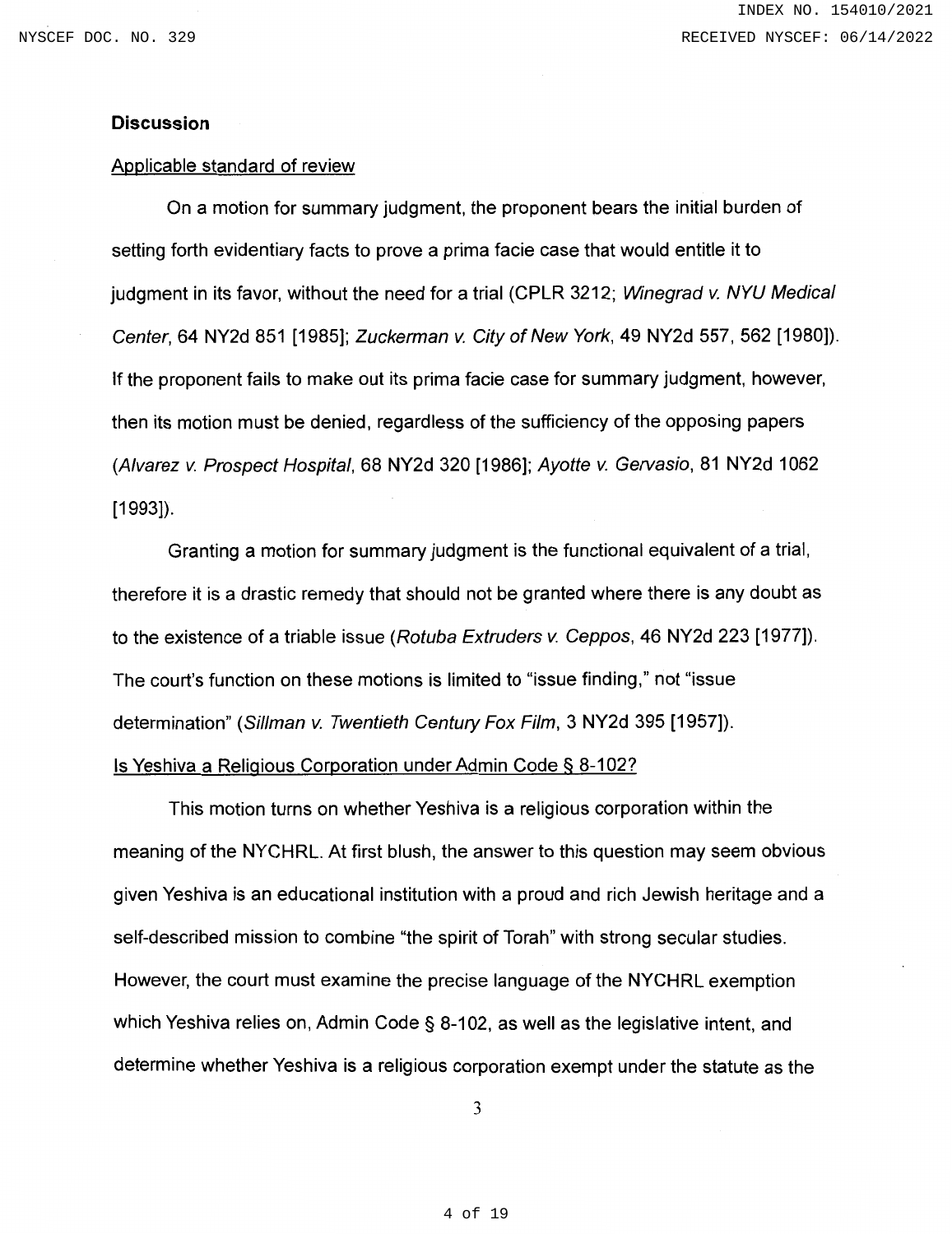**Discussion**

Applicable standard of review

On a motion for summary judgment, the proponent bears the initial burden of setting forth evidentiary facts to prove a prima facie case that would entitle it to judgment in its favor, without the need for a trial (CPLR 3212; *Winegrad v. NYU Medical Center*, 64 NY2d 851 [1985]; *Zuckerman v. City of New York*, 49 NY2d 557, 562 [1980]). If the proponent fails to make out its prima facie case for summary judgment, however, then its motion must be denied, regardless of the sufficiency of the opposing papers (*Alvarez v. Prospect Hospital*, 68 NY2d 320 [1986]; *Ayotte v. Gervasio*, 81 NY2d 1062 [1993]).

Granting a motion for summary judgment is the functional equivalent of a trial, therefore it is a drastic remedy that should not be granted where there is any doubt as to the existence of a triable issue (*Rotuba Extruders v. Ceppos*, 46 NY2d 223 [1977]). The court's function on these motions is limited to "issue finding," not "issue determination" (*Sillman v. Twentieth Century Fox Film*, 3 NY2d 395 [1957]).

Is Yeshiva a Religious Corporation under Admin Code § 8-102?

This motion turns on whether Yeshiva is a religious corporation within the meaning of the NYCHRL. At first blush, the answer to this question may seem obvious given Yeshiva is an educational institution with a proud and rich Jewish heritage and a self-described mission to combine "the spirit of Torah" with strong secular studies. However, the court must examine the precise language of the NYCHRL exemption which Yeshiva relies on, Admin Code § 8-102, as well as the legislative intent, and determine whether Yeshiva is a religious corporation exempt under the statute as the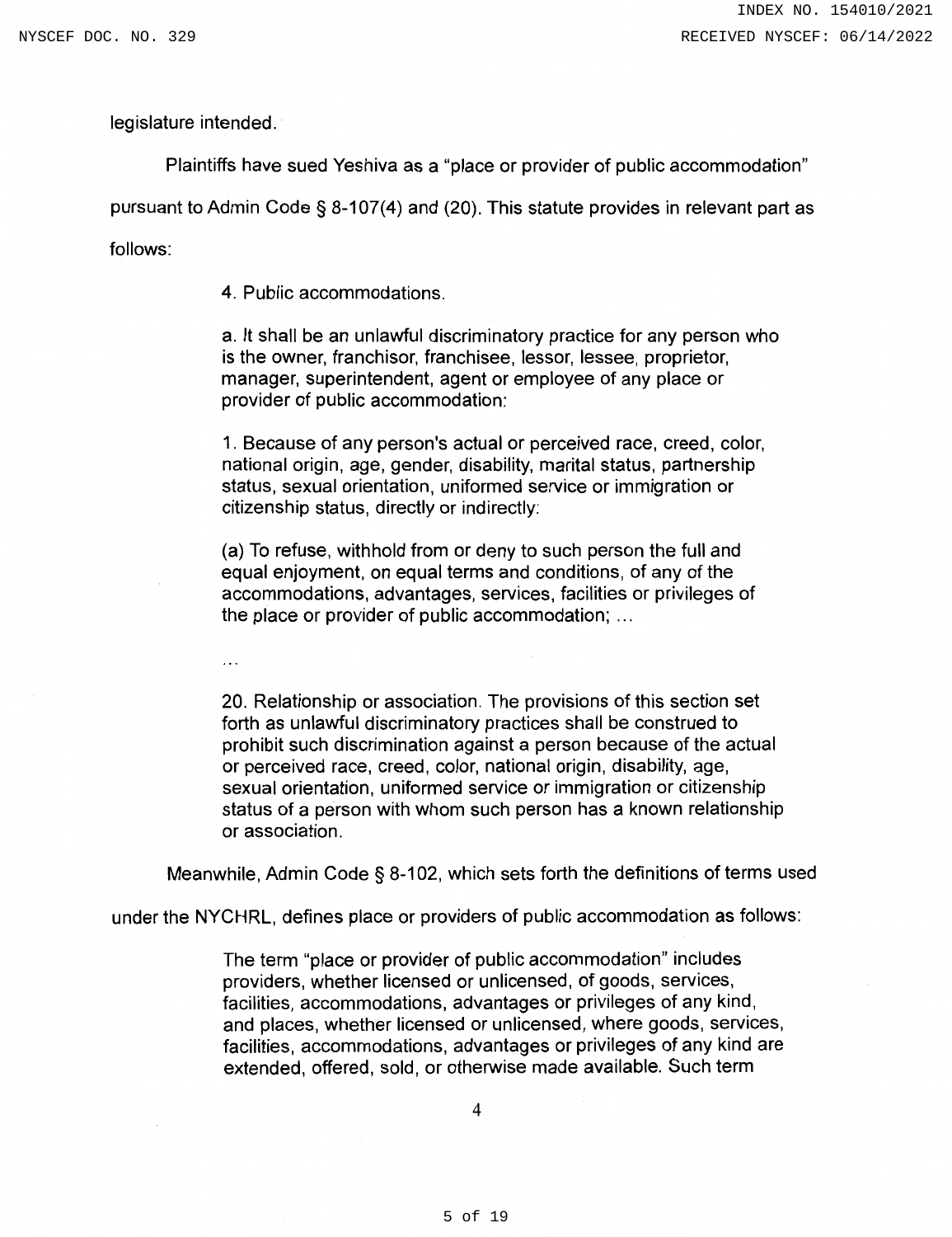legislature intended.

Plaintiffs have sued Yeshiva as a "place or provider of public accommodation" pursuant to Admin Code § 8-107(4) and (20). This statute provides in relevant part as follows:

> 4. Public accommodations.
>
> a. It shall be an unlawful discriminatory practice for any person who is the owner, franchisor, franchisee, lessor, lessee, proprietor, manager, superintendent, agent or employee of any place or provider of public accommodation:
>
> 1. Because of any person's actual or perceived race, creed, color, national origin, age, gender, disability, marital status, partnership status, sexual orientation, uniformed service or immigration or citizenship status, directly or indirectly:
>
> (a) To refuse, withhold from or deny to such person the full and equal enjoyment, on equal terms and conditions, of any of the accommodations, advantages, services, facilities or privileges of the place or provider of public accommodation; ...
>
> ...
>
> 20. Relationship or association. The provisions of this section set forth as unlawful discriminatory practices shall be construed to prohibit such discrimination against a person because of the actual or perceived race, creed, color, national origin, disability, age, sexual orientation, uniformed service or immigration or citizenship status of a person with whom such person has a known relationship or association.

Meanwhile, Admin Code § 8-102, which sets forth the definitions of terms used under the NYCHRL, defines place or providers of public accommodation as follows:

> The term "place or provider of public accommodation" includes providers, whether licensed or unlicensed, of goods, services, facilities, accommodations, advantages or privileges of any kind, and places, whether licensed or unlicensed, where goods, services, facilities, accommodations, advantages or privileges of any kind are extended, offered, sold, or otherwise made available. Such term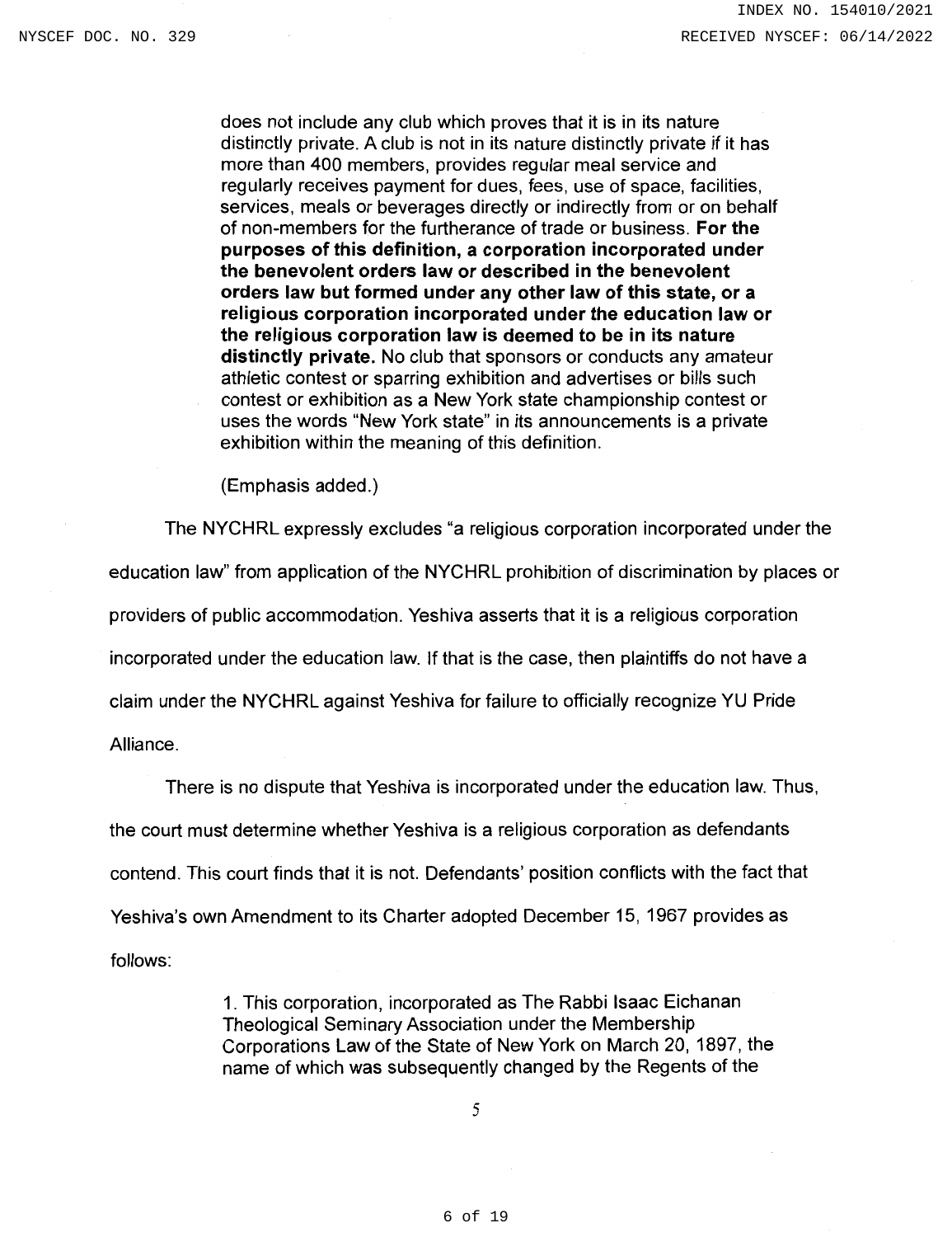> does not include any club which proves that it is in its nature distinctly private. A club is not in its nature distinctly private if it has more than 400 members, provides regular meal service and regularly receives payment for dues, fees, use of space, facilities, services, meals or beverages directly or indirectly from or on behalf of non-members for the furtherance of trade or business. **For the purposes of this definition, a corporation incorporated under the benevolent orders law or described in the benevolent orders law but formed under any other law of this state, or a religious corporation incorporated under the education law or the religious corporation law is deemed to be in its nature distinctly private.** No club that sponsors or conducts any amateur athletic contest or sparring exhibition and advertises or bills such contest or exhibition as a New York state championship contest or uses the words "New York state" in its announcements is a private exhibition within the meaning of this definition.
>
> (Emphasis added.)

The NYCHRL expressly excludes "a religious corporation incorporated under the education law" from application of the NYCHRL prohibition of discrimination by places or providers of public accommodation. Yeshiva asserts that it is a religious corporation incorporated under the education law. If that is the case, then plaintiffs do not have a claim under the NYCHRL against Yeshiva for failure to officially recognize YU Pride Alliance.

There is no dispute that Yeshiva is incorporated under the education law. Thus, the court must determine whether Yeshiva is a religious corporation as defendants contend. This court finds that it is not. Defendants' position conflicts with the fact that Yeshiva's own Amendment to its Charter adopted December 15, 1967 provides as follows:

> 1. This corporation, incorporated as The Rabbi Isaac Eichanan Theological Seminary Association under the Membership Corporations Law of the State of New York on March 20, 1897, the name of which was subsequently changed by the Regents of the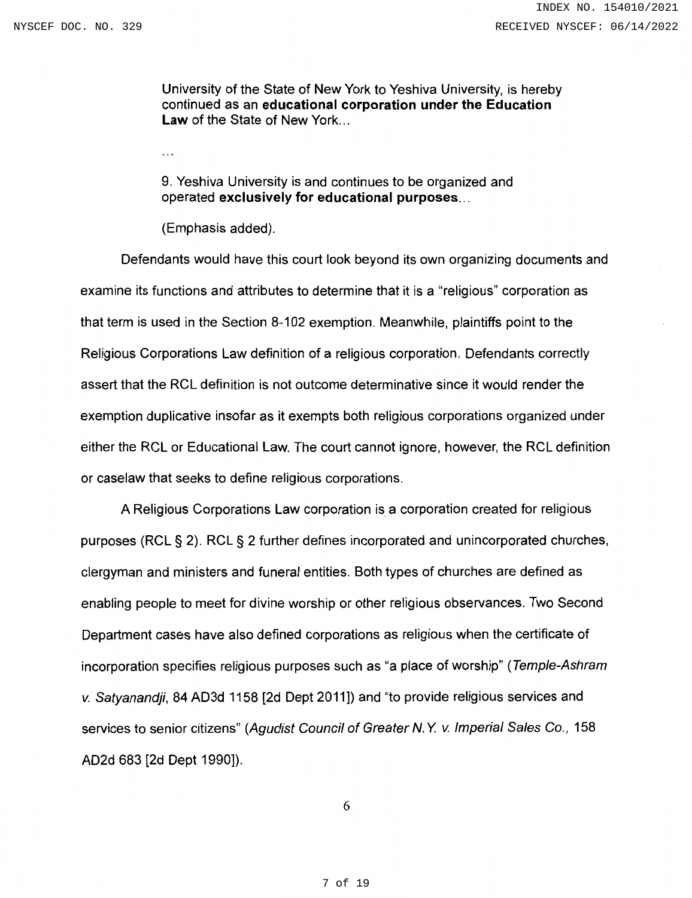> University of the State of New York to Yeshiva University, is hereby continued as an **educational corporation under the Education Law** of the State of New York...
>
> ...
>
> 9. Yeshiva University is and continues to be organized and operated **exclusively for educational purposes**...
>
> (Emphasis added).

Defendants would have this court look beyond its own organizing documents and examine its functions and attributes to determine that it is a "religious" corporation as that term is used in the Section 8-102 exemption. Meanwhile, plaintiffs point to the Religious Corporations Law definition of a religious corporation. Defendants correctly assert that the RCL definition is not outcome determinative since it would render the exemption duplicative insofar as it exempts both religious corporations organized under either the RCL or Educational Law. The court cannot ignore, however, the RCL definition or caselaw that seeks to define religious corporations.

A Religious Corporations Law corporation is a corporation created for religious purposes (RCL § 2). RCL § 2 further defines incorporated and unincorporated churches, clergyman and ministers and funeral entities. Both types of churches are defined as enabling people to meet for divine worship or other religious observances. Two Second Department cases have also defined corporations as religious when the certificate of incorporation specifies religious purposes such as "a place of worship" (*Temple-Ashram v. Satyanandji*, 84 AD3d 1158 [2d Dept 2011]) and "to provide religious services and services to senior citizens" (*Agudist Council of Greater N.Y. v. Imperial Sales Co.*, 158 AD2d 683 [2d Dept 1990]).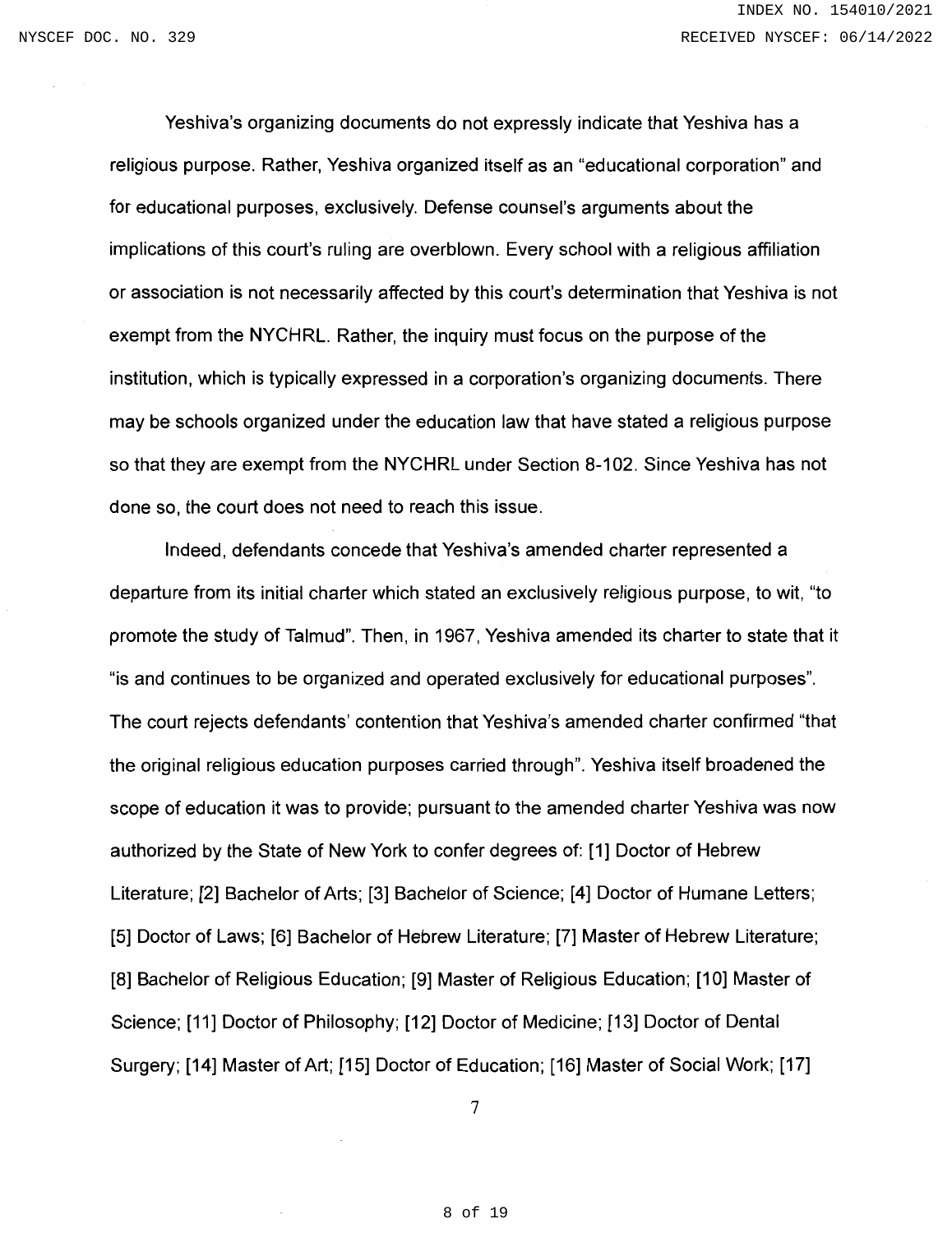Yeshiva's organizing documents do not expressly indicate that Yeshiva has a religious purpose. Rather, Yeshiva organized itself as an "educational corporation" and for educational purposes, exclusively. Defense counsel's arguments about the implications of this court's ruling are overblown. Every school with a religious affiliation or association is not necessarily affected by this court's determination that Yeshiva is not exempt from the NYCHRL. Rather, the inquiry must focus on the purpose of the institution, which is typically expressed in a corporation's organizing documents. There may be schools organized under the education law that have stated a religious purpose so that they are exempt from the NYCHRL under Section 8-102. Since Yeshiva has not done so, the court does not need to reach this issue.

Indeed, defendants concede that Yeshiva's amended charter represented a departure from its initial charter which stated an exclusively religious purpose, to wit, "to promote the study of Talmud". Then, in 1967, Yeshiva amended its charter to state that it "is and continues to be organized and operated exclusively for educational purposes". The court rejects defendants' contention that Yeshiva's amended charter confirmed "that the original religious education purposes carried through". Yeshiva itself broadened the scope of education it was to provide; pursuant to the amended charter Yeshiva was now authorized by the State of New York to confer degrees of: [1] Doctor of Hebrew Literature; [2] Bachelor of Arts; [3] Bachelor of Science; [4] Doctor of Humane Letters; [5] Doctor of Laws; [6] Bachelor of Hebrew Literature; [7] Master of Hebrew Literature; [8] Bachelor of Religious Education; [9] Master of Religious Education; [10] Master of Science; [11] Doctor of Philosophy; [12] Doctor of Medicine; [13] Doctor of Dental Surgery; [14] Master of Art; [15] Doctor of Education; [16] Master of Social Work; [17]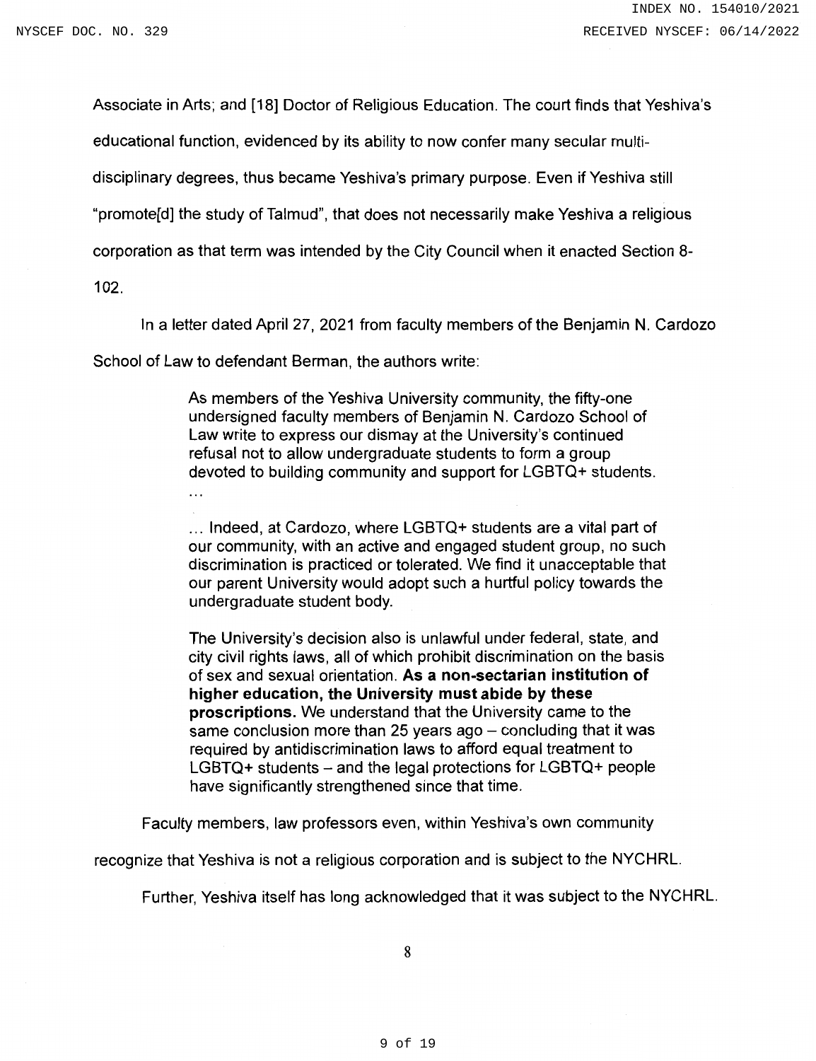Associate in Arts; and [18] Doctor of Religious Education. The court finds that Yeshiva's educational function, evidenced by its ability to now confer many secular multi-disciplinary degrees, thus became Yeshiva's primary purpose. Even if Yeshiva still "promote[d] the study of Talmud", that does not necessarily make Yeshiva a religious corporation as that term was intended by the City Council when it enacted Section 8-102.

In a letter dated April 27, 2021 from faculty members of the Benjamin N. Cardozo School of Law to defendant Berman, the authors write:

> As members of the Yeshiva University community, the fifty-one undersigned faculty members of Benjamin N. Cardozo School of Law write to express our dismay at the University's continued refusal not to allow undergraduate students to form a group devoted to building community and support for LGBTQ+ students.
> ...
>
> ... Indeed, at Cardozo, where LGBTQ+ students are a vital part of our community, with an active and engaged student group, no such discrimination is practiced or tolerated. We find it unacceptable that our parent University would adopt such a hurtful policy towards the undergraduate student body.
>
> The University's decision also is unlawful under federal, state, and city civil rights laws, all of which prohibit discrimination on the basis of sex and sexual orientation. **As a non-sectarian institution of higher education, the University must abide by these proscriptions.** We understand that the University came to the same conclusion more than 25 years ago – concluding that it was required by antidiscrimination laws to afford equal treatment to LGBTQ+ students – and the legal protections for LGBTQ+ people have significantly strengthened since that time.

Faculty members, law professors even, within Yeshiva's own community recognize that Yeshiva is not a religious corporation and is subject to the NYCHRL.

Further, Yeshiva itself has long acknowledged that it was subject to the NYCHRL.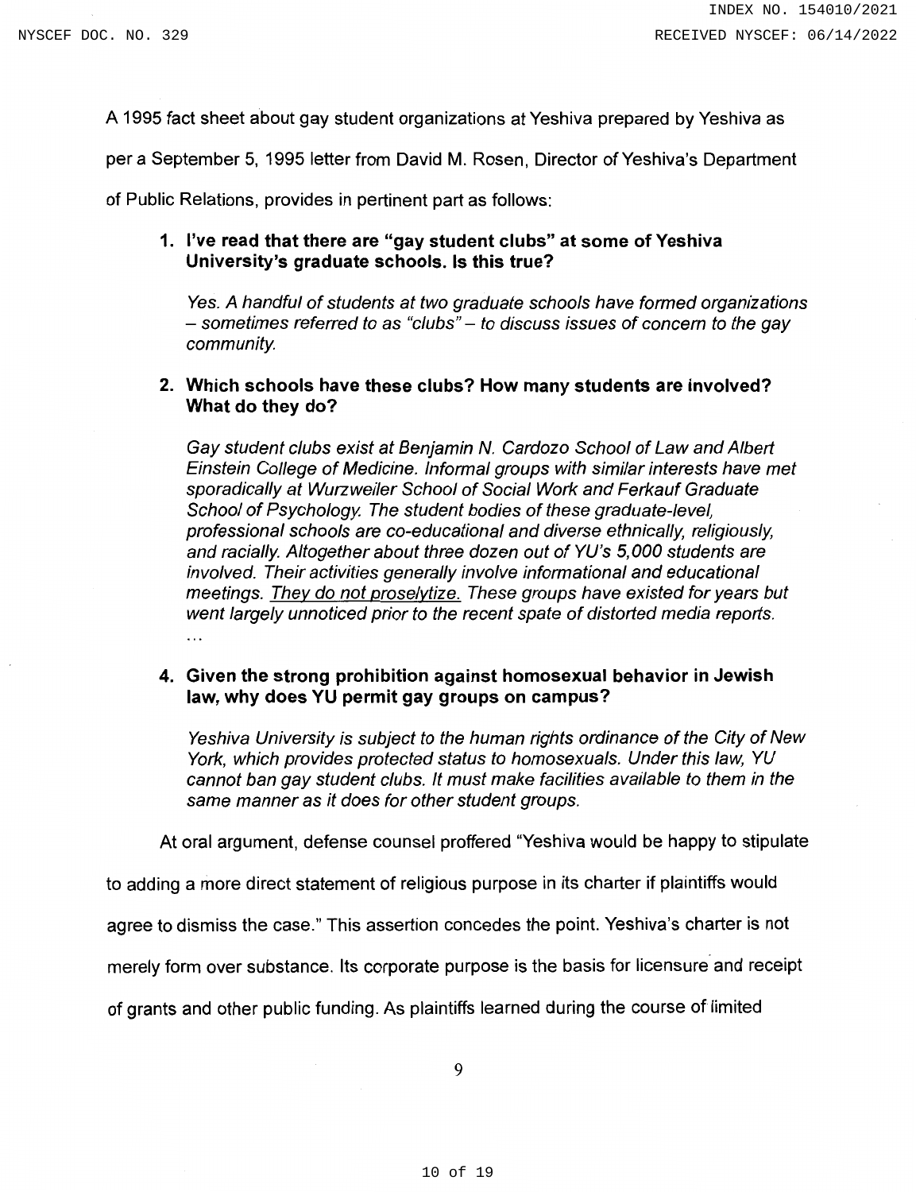A 1995 fact sheet about gay student organizations at Yeshiva prepared by Yeshiva as per a September 5, 1995 letter from David M. Rosen, Director of Yeshiva's Department of Public Relations, provides in pertinent part as follows:

> **1. I've read that there are "gay student clubs" at some of Yeshiva University's graduate schools. Is this true?**
>
> *Yes. A handful of students at two graduate schools have formed organizations – sometimes referred to as "clubs" – to discuss issues of concern to the gay community.*
>
> **2. Which schools have these clubs? How many students are involved? What do they do?**
>
> *Gay student clubs exist at Benjamin N. Cardozo School of Law and Albert Einstein College of Medicine. Informal groups with similar interests have met sporadically at Wurzweiler School of Social Work and Ferkauf Graduate School of Psychology. The student bodies of these graduate-level, professional schools are co-educational and diverse ethnically, religiously, and racially. Altogether about three dozen out of YU's 5,000 students are involved. Their activities generally involve informational and educational meetings. <u>They do not proselytize.</u> These groups have existed for years but went largely unnoticed prior to the recent spate of distorted media reports.*
>
> . . .
>
> **4. Given the strong prohibition against homosexual behavior in Jewish law, why does YU permit gay groups on campus?**
>
> *Yeshiva University is subject to the human rights ordinance of the City of New York, which provides protected status to homosexuals. Under this law, YU cannot ban gay student clubs. It must make facilities available to them in the same manner as it does for other student groups.*

At oral argument, defense counsel proffered "Yeshiva would be happy to stipulate to adding a more direct statement of religious purpose in its charter if plaintiffs would agree to dismiss the case." This assertion concedes the point. Yeshiva's charter is not merely form over substance. Its corporate purpose is the basis for licensure and receipt of grants and other public funding. As plaintiffs learned during the course of limited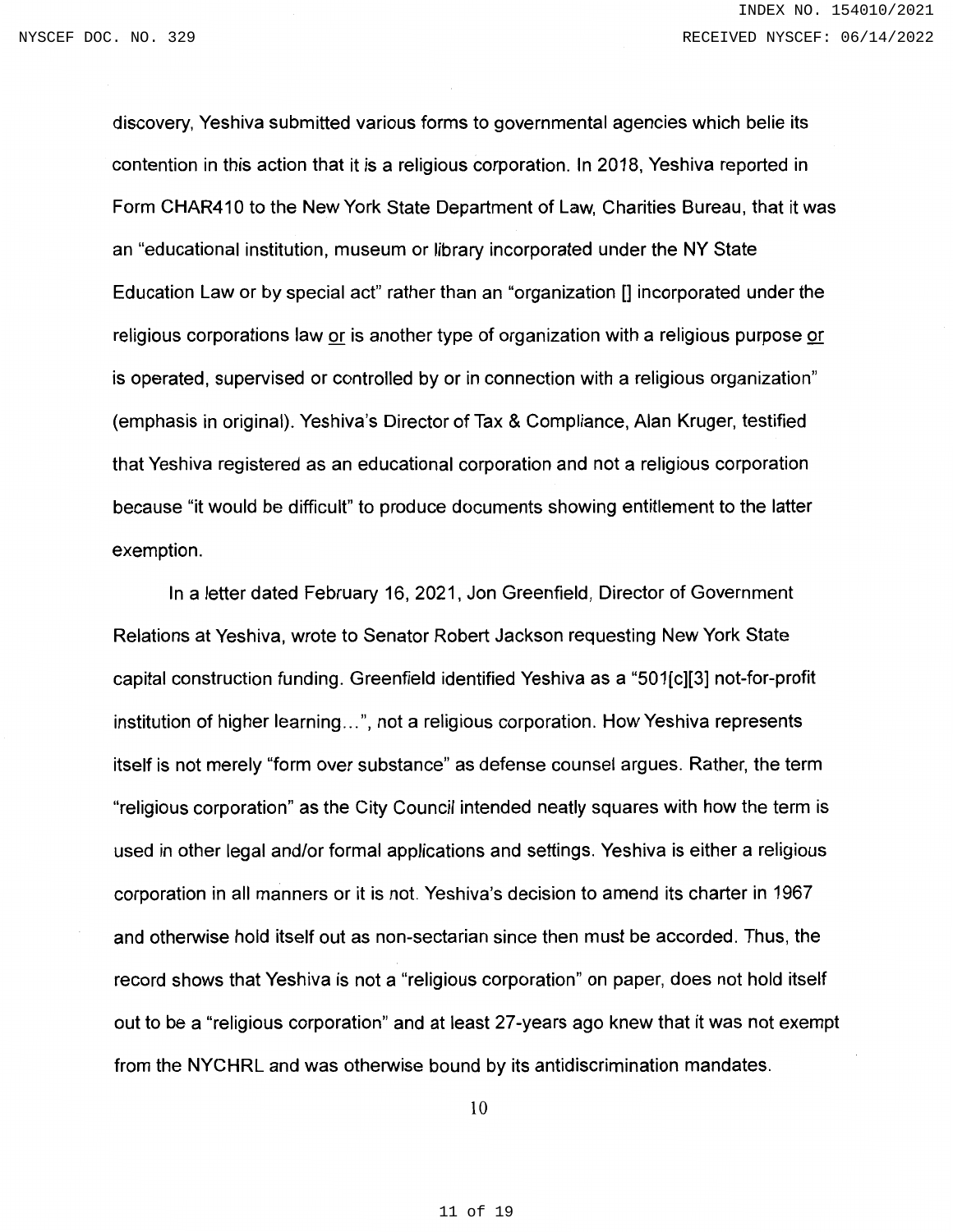discovery, Yeshiva submitted various forms to governmental agencies which belie its contention in this action that it is a religious corporation. In 2018, Yeshiva reported in Form CHAR410 to the New York State Department of Law, Charities Bureau, that it was an "educational institution, museum or library incorporated under the NY State Education Law or by special act" rather than an "organization [] incorporated under the religious corporations law <u>or</u> is another type of organization with a religious purpose <u>or</u> is operated, supervised or controlled by or in connection with a religious organization" (emphasis in original). Yeshiva's Director of Tax & Compliance, Alan Kruger, testified that Yeshiva registered as an educational corporation and not a religious corporation because "it would be difficult" to produce documents showing entitlement to the latter exemption.

In a letter dated February 16, 2021, Jon Greenfield, Director of Government Relations at Yeshiva, wrote to Senator Robert Jackson requesting New York State capital construction funding. Greenfield identified Yeshiva as a "501[c][3] not-for-profit institution of higher learning…", not a religious corporation. How Yeshiva represents itself is not merely "form over substance" as defense counsel argues. Rather, the term "religious corporation" as the City Council intended neatly squares with how the term is used in other legal and/or formal applications and settings. Yeshiva is either a religious corporation in all manners or it is not. Yeshiva's decision to amend its charter in 1967 and otherwise hold itself out as non-sectarian since then must be accorded. Thus, the record shows that Yeshiva is not a "religious corporation" on paper, does not hold itself out to be a "religious corporation" and at least 27-years ago knew that it was not exempt from the NYCHRL and was otherwise bound by its antidiscrimination mandates.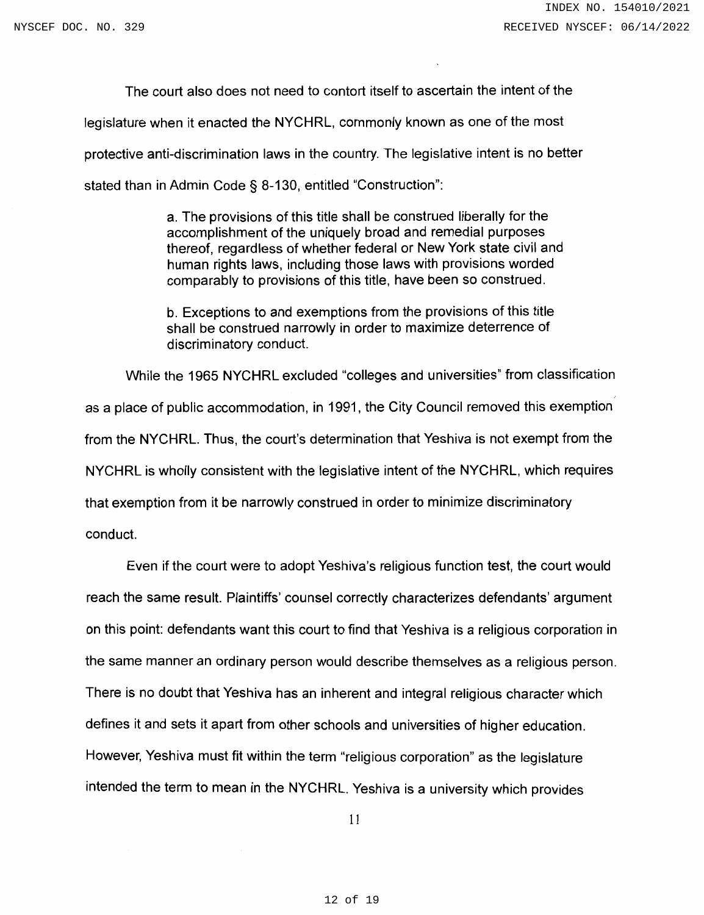The court also does not need to contort itself to ascertain the intent of the legislature when it enacted the NYCHRL, commonly known as one of the most protective anti-discrimination laws in the country. The legislative intent is no better stated than in Admin Code § 8-130, entitled "Construction":

> a. The provisions of this title shall be construed liberally for the accomplishment of the uniquely broad and remedial purposes thereof, regardless of whether federal or New York state civil and human rights laws, including those laws with provisions worded comparably to provisions of this title, have been so construed.
>
> b. Exceptions to and exemptions from the provisions of this title shall be construed narrowly in order to maximize deterrence of discriminatory conduct.

While the 1965 NYCHRL excluded "colleges and universities" from classification as a place of public accommodation, in 1991, the City Council removed this exemption from the NYCHRL. Thus, the court's determination that Yeshiva is not exempt from the NYCHRL is wholly consistent with the legislative intent of the NYCHRL, which requires that exemption from it be narrowly construed in order to minimize discriminatory conduct.

Even if the court were to adopt Yeshiva's religious function test, the court would reach the same result. Plaintiffs' counsel correctly characterizes defendants' argument on this point: defendants want this court to find that Yeshiva is a religious corporation in the same manner an ordinary person would describe themselves as a religious person. There is no doubt that Yeshiva has an inherent and integral religious character which defines it and sets it apart from other schools and universities of higher education. However, Yeshiva must fit within the term "religious corporation" as the legislature intended the term to mean in the NYCHRL. Yeshiva is a university which provides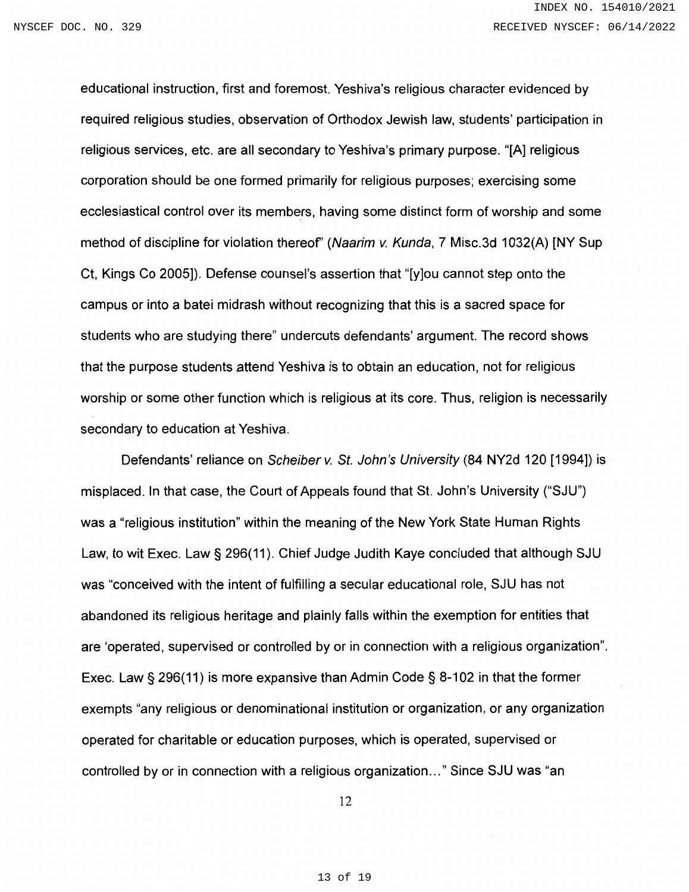educational instruction, first and foremost. Yeshiva's religious character evidenced by required religious studies, observation of Orthodox Jewish law, students' participation in religious services, etc. are all secondary to Yeshiva's primary purpose. "[A] religious corporation should be one formed primarily for religious purposes; exercising some ecclesiastical control over its members, having some distinct form of worship and some method of discipline for violation thereof" (*Naarim v. Kunda*, 7 Misc.3d 1032(A) [NY Sup Ct, Kings Co 2005]). Defense counsel's assertion that "[y]ou cannot step onto the campus or into a batei midrash without recognizing that this is a sacred space for students who are studying there" undercuts defendants' argument. The record shows that the purpose students attend Yeshiva is to obtain an education, not for religious worship or some other function which is religious at its core. Thus, religion is necessarily secondary to education at Yeshiva.

Defendants' reliance on *Scheiber v. St. John's University* (84 NY2d 120 [1994]) is misplaced. In that case, the Court of Appeals found that St. John's University ("SJU") was a "religious institution" within the meaning of the New York State Human Rights Law, to wit Exec. Law § 296(11). Chief Judge Judith Kaye concluded that although SJU was "conceived with the intent of fulfilling a secular educational role, SJU has not abandoned its religious heritage and plainly falls within the exemption for entities that are 'operated, supervised or controlled by or in connection with a religious organization". Exec. Law § 296(11) is more expansive than Admin Code § 8-102 in that the former exempts "any religious or denominational institution or organization, or any organization operated for charitable or education purposes, which is operated, supervised or controlled by or in connection with a religious organization..." Since SJU was "an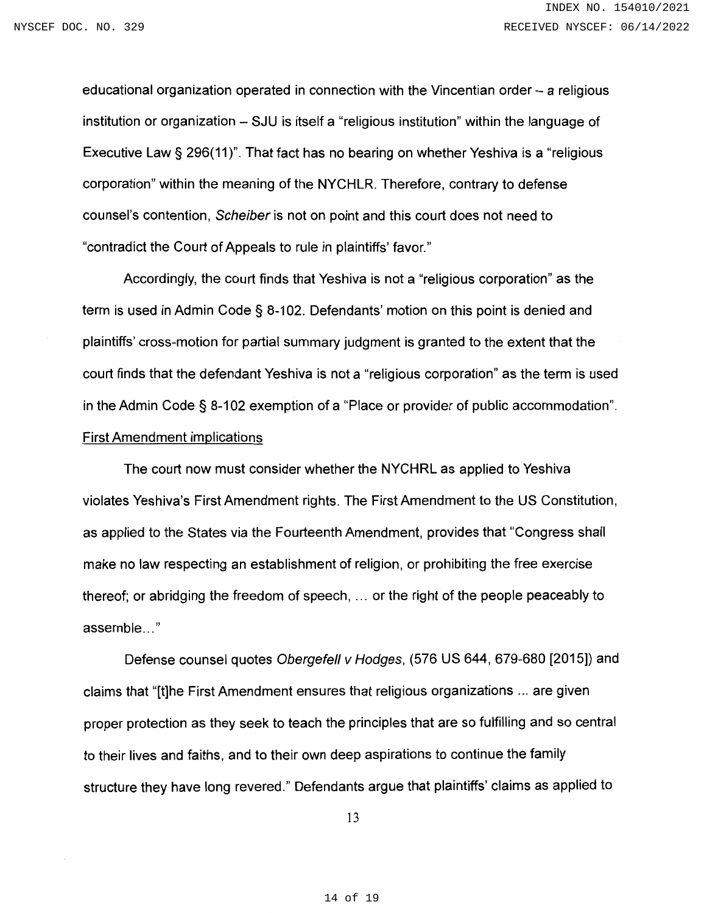educational organization operated in connection with the Vincentian order – a religious institution or organization – SJU is itself a "religious institution" within the language of Executive Law § 296(11)". That fact has no bearing on whether Yeshiva is a "religious corporation" within the meaning of the NYCHLR. Therefore, contrary to defense counsel's contention, *Scheiber* is not on point and this court does not need to "contradict the Court of Appeals to rule in plaintiffs' favor."

Accordingly, the court finds that Yeshiva is not a "religious corporation" as the term is used in Admin Code § 8-102. Defendants' motion on this point is denied and plaintiffs' cross-motion for partial summary judgment is granted to the extent that the court finds that the defendant Yeshiva is not a "religious corporation" as the term is used in the Admin Code § 8-102 exemption of a "Place or provider of public accommodation".

First Amendment implications

The court now must consider whether the NYCHRL as applied to Yeshiva violates Yeshiva's First Amendment rights. The First Amendment to the US Constitution, as applied to the States via the Fourteenth Amendment, provides that "Congress shall make no law respecting an establishment of religion, or prohibiting the free exercise thereof; or abridging the freedom of speech, ... or the right of the people peaceably to assemble..."

Defense counsel quotes *Obergefell v Hodges*, (576 US 644, 679-680 [2015]) and claims that "[t]he First Amendment ensures that religious organizations ... are given proper protection as they seek to teach the principles that are so fulfilling and so central to their lives and faiths, and to their own deep aspirations to continue the family structure they have long revered." Defendants argue that plaintiffs' claims as applied to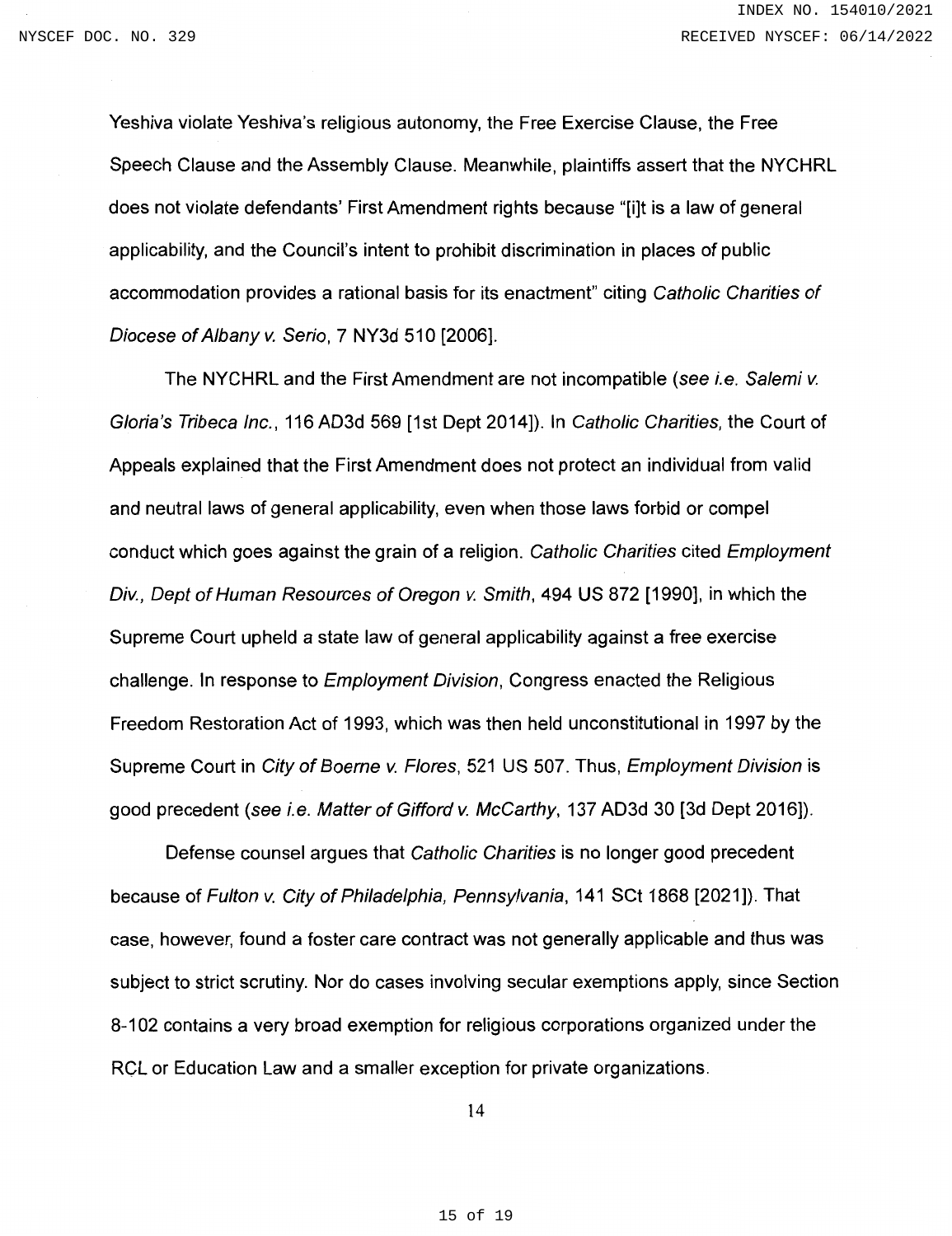Yeshiva violate Yeshiva's religious autonomy, the Free Exercise Clause, the Free Speech Clause and the Assembly Clause. Meanwhile, plaintiffs assert that the NYCHRL does not violate defendants' First Amendment rights because "[i]t is a law of general applicability, and the Council's intent to prohibit discrimination in places of public accommodation provides a rational basis for its enactment" citing *Catholic Charities of Diocese of Albany v. Serio*, 7 NY3d 510 [2006].

The NYCHRL and the First Amendment are not incompatible (*see i.e. Salemi v. Gloria's Tribeca Inc.*, 116 AD3d 569 [1st Dept 2014]). In *Catholic Charities*, the Court of Appeals explained that the First Amendment does not protect an individual from valid and neutral laws of general applicability, even when those laws forbid or compel conduct which goes against the grain of a religion. *Catholic Charities* cited *Employment Div., Dept of Human Resources of Oregon v. Smith*, 494 US 872 [1990], in which the Supreme Court upheld a state law of general applicability against a free exercise challenge. In response to *Employment Division*, Congress enacted the Religious Freedom Restoration Act of 1993, which was then held unconstitutional in 1997 by the Supreme Court in *City of Boerne v. Flores*, 521 US 507. Thus, *Employment Division* is good precedent (*see i.e. Matter of Gifford v. McCarthy*, 137 AD3d 30 [3d Dept 2016]).

Defense counsel argues that *Catholic Charities* is no longer good precedent because of *Fulton v. City of Philadelphia, Pennsylvania*, 141 SCt 1868 [2021]). That case, however, found a foster care contract was not generally applicable and thus was subject to strict scrutiny. Nor do cases involving secular exemptions apply, since Section 8-102 contains a very broad exemption for religious corporations organized under the RCL or Education Law and a smaller exception for private organizations.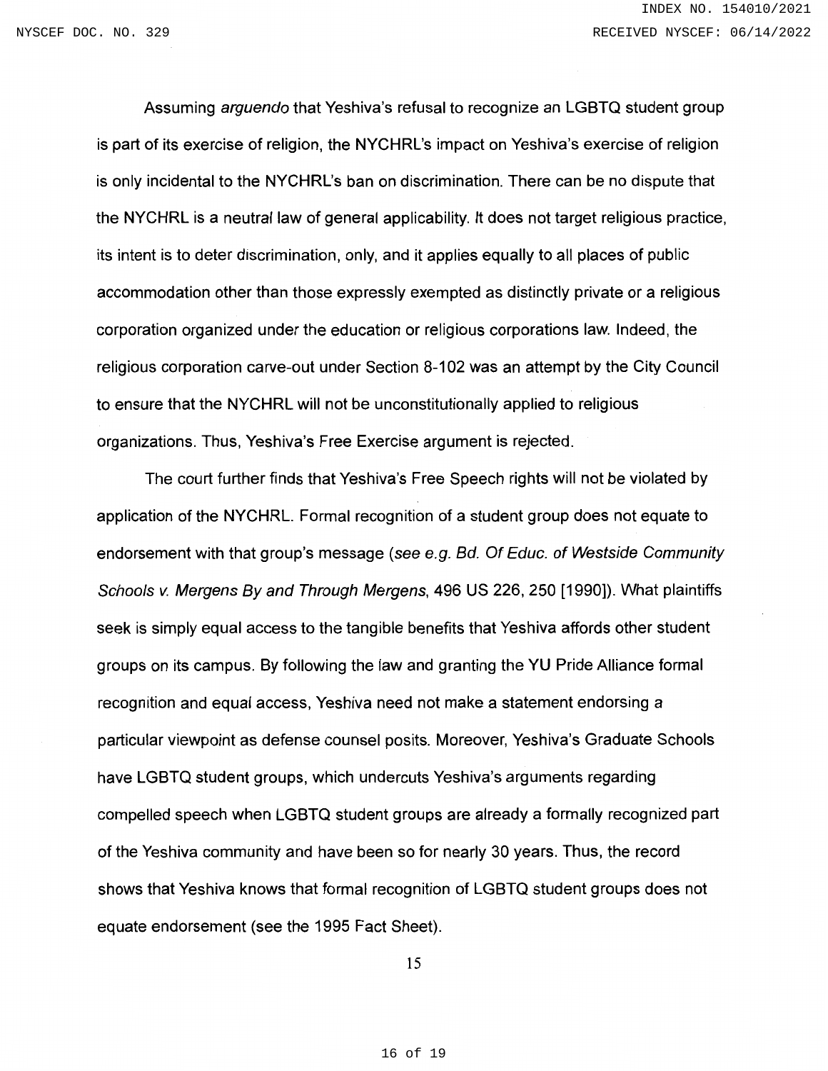Assuming *arguendo* that Yeshiva's refusal to recognize an LGBTQ student group is part of its exercise of religion, the NYCHRL's impact on Yeshiva's exercise of religion is only incidental to the NYCHRL's ban on discrimination. There can be no dispute that the NYCHRL is a neutral law of general applicability. It does not target religious practice, its intent is to deter discrimination, only, and it applies equally to all places of public accommodation other than those expressly exempted as distinctly private or a religious corporation organized under the education or religious corporations law. Indeed, the religious corporation carve-out under Section 8-102 was an attempt by the City Council to ensure that the NYCHRL will not be unconstitutionally applied to religious organizations. Thus, Yeshiva's Free Exercise argument is rejected.

The court further finds that Yeshiva's Free Speech rights will not be violated by application of the NYCHRL. Formal recognition of a student group does not equate to endorsement with that group's message (*see e.g. Bd. Of Educ. of Westside Community Schools v. Mergens By and Through Mergens*, 496 US 226, 250 [1990]). What plaintiffs seek is simply equal access to the tangible benefits that Yeshiva affords other student groups on its campus. By following the law and granting the YU Pride Alliance formal recognition and equal access, Yeshiva need not make a statement endorsing a particular viewpoint as defense counsel posits. Moreover, Yeshiva's Graduate Schools have LGBTQ student groups, which undercuts Yeshiva's arguments regarding compelled speech when LGBTQ student groups are already a formally recognized part of the Yeshiva community and have been so for nearly 30 years. Thus, the record shows that Yeshiva knows that formal recognition of LGBTQ student groups does not equate endorsement (see the 1995 Fact Sheet).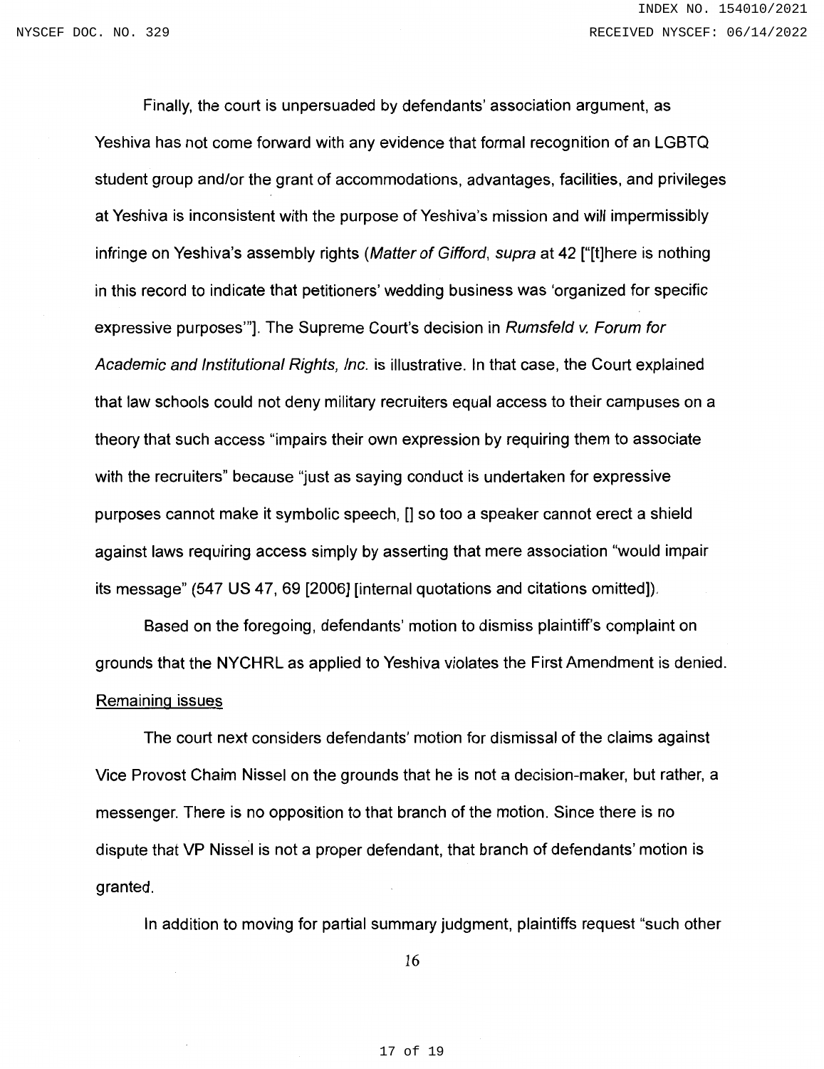Finally, the court is unpersuaded by defendants' association argument, as Yeshiva has not come forward with any evidence that formal recognition of an LGBTQ student group and/or the grant of accommodations, advantages, facilities, and privileges at Yeshiva is inconsistent with the purpose of Yeshiva's mission and will impermissibly infringe on Yeshiva's assembly rights (*Matter of Gifford, supra* at 42 ["[t]here is nothing in this record to indicate that petitioners' wedding business was 'organized for specific expressive purposes'"]. The Supreme Court's decision in *Rumsfeld v. Forum for Academic and Institutional Rights, Inc.* is illustrative. In that case, the Court explained that law schools could not deny military recruiters equal access to their campuses on a theory that such access "impairs their own expression by requiring them to associate with the recruiters" because "just as saying conduct is undertaken for expressive purposes cannot make it symbolic speech, [] so too a speaker cannot erect a shield against laws requiring access simply by asserting that mere association "would impair its message" (547 US 47, 69 [2006] [internal quotations and citations omitted]).

Based on the foregoing, defendants' motion to dismiss plaintiff's complaint on grounds that the NYCHRL as applied to Yeshiva violates the First Amendment is denied.

<u>Remaining issues</u>

The court next considers defendants' motion for dismissal of the claims against Vice Provost Chaim Nissel on the grounds that he is not a decision-maker, but rather, a messenger. There is no opposition to that branch of the motion. Since there is no dispute that VP Nissel is not a proper defendant, that branch of defendants' motion is granted.

In addition to moving for partial summary judgment, plaintiffs request "such other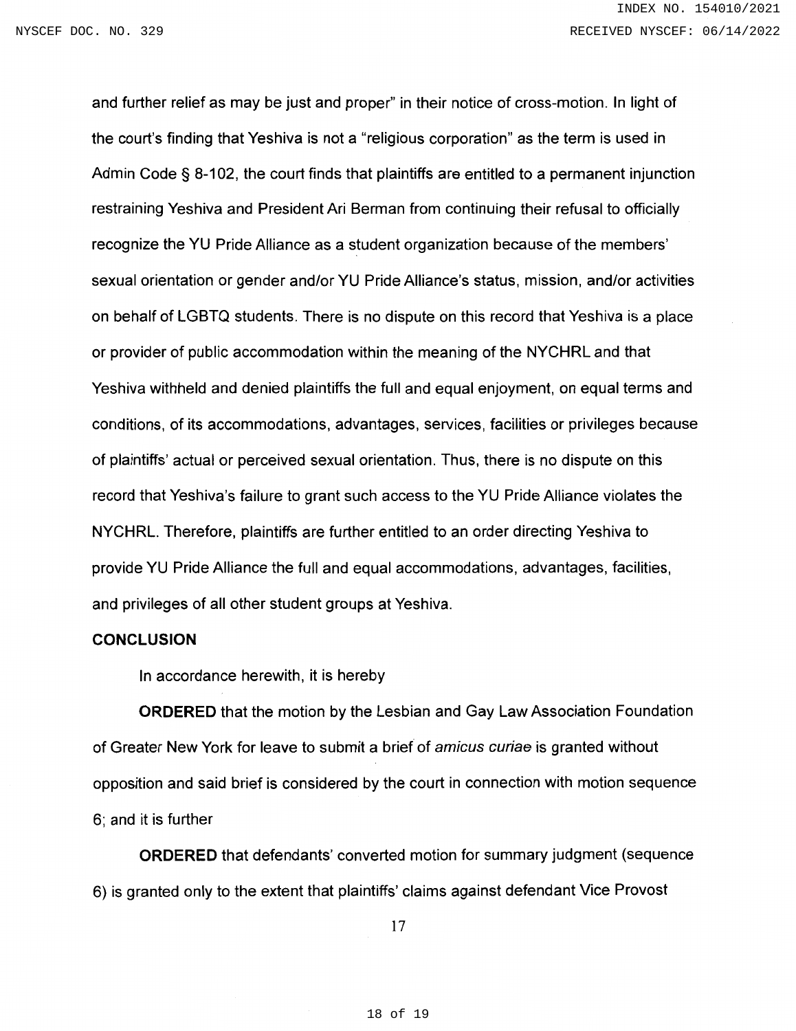and further relief as may be just and proper" in their notice of cross-motion. In light of the court's finding that Yeshiva is not a "religious corporation" as the term is used in Admin Code § 8-102, the court finds that plaintiffs are entitled to a permanent injunction restraining Yeshiva and President Ari Berman from continuing their refusal to officially recognize the YU Pride Alliance as a student organization because of the members' sexual orientation or gender and/or YU Pride Alliance's status, mission, and/or activities on behalf of LGBTQ students. There is no dispute on this record that Yeshiva is a place or provider of public accommodation within the meaning of the NYCHRL and that Yeshiva withheld and denied plaintiffs the full and equal enjoyment, on equal terms and conditions, of its accommodations, advantages, services, facilities or privileges because of plaintiffs' actual or perceived sexual orientation. Thus, there is no dispute on this record that Yeshiva's failure to grant such access to the YU Pride Alliance violates the NYCHRL. Therefore, plaintiffs are further entitled to an order directing Yeshiva to provide YU Pride Alliance the full and equal accommodations, advantages, facilities, and privileges of all other student groups at Yeshiva.

**CONCLUSION**

In accordance herewith, it is hereby

**ORDERED** that the motion by the Lesbian and Gay Law Association Foundation of Greater New York for leave to submit a brief of *amicus curiae* is granted without opposition and said brief is considered by the court in connection with motion sequence 6; and it is further

**ORDERED** that defendants' converted motion for summary judgment (sequence 6) is granted only to the extent that plaintiffs' claims against defendant Vice Provost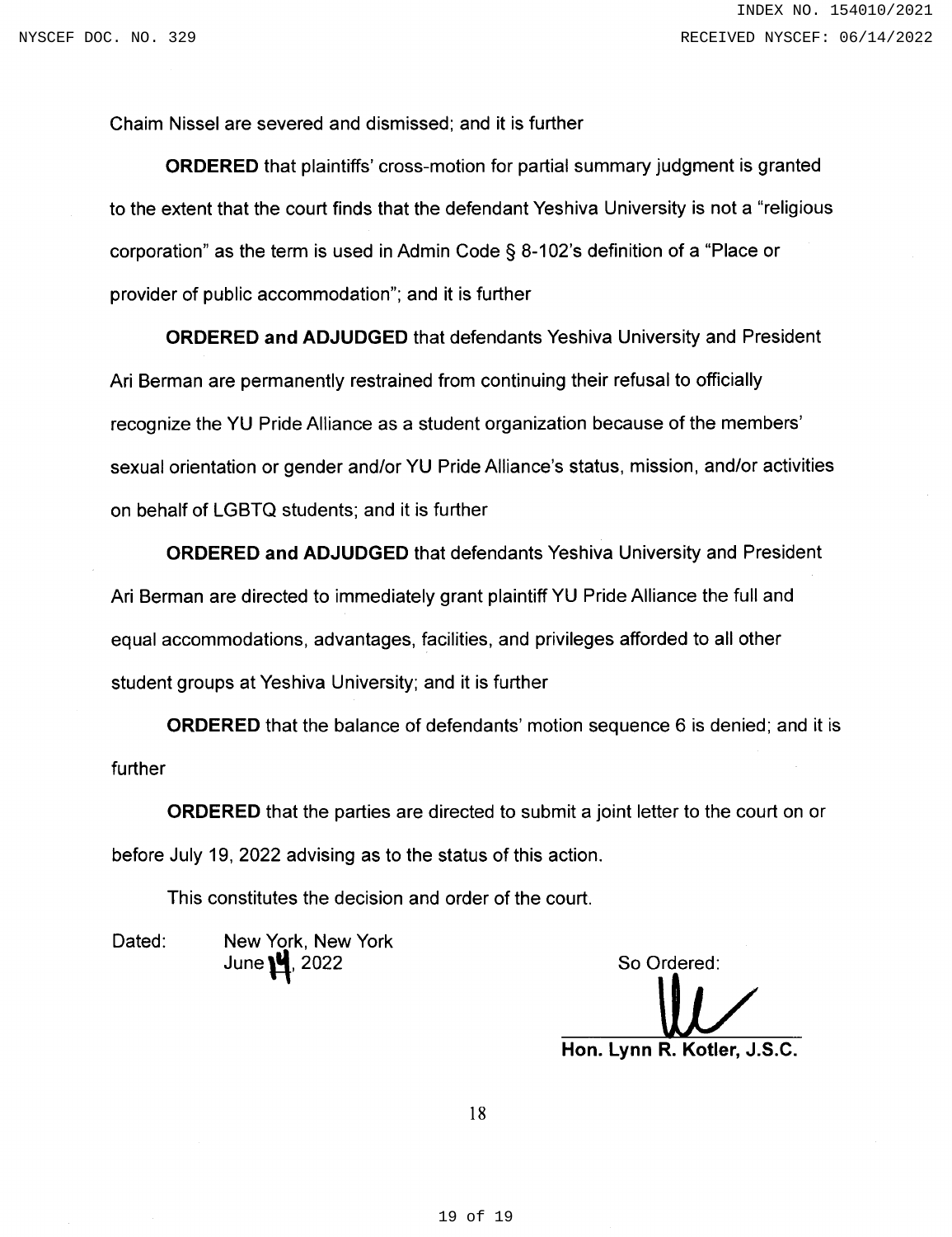Chaim Nissel are severed and dismissed; and it is further

**ORDERED** that plaintiffs' cross-motion for partial summary judgment is granted to the extent that the court finds that the defendant Yeshiva University is not a "religious corporation" as the term is used in Admin Code § 8-102's definition of a "Place or provider of public accommodation"; and it is further

**ORDERED and ADJUDGED** that defendants Yeshiva University and President Ari Berman are permanently restrained from continuing their refusal to officially recognize the YU Pride Alliance as a student organization because of the members' sexual orientation or gender and/or YU Pride Alliance's status, mission, and/or activities on behalf of LGBTQ students; and it is further

**ORDERED and ADJUDGED** that defendants Yeshiva University and President Ari Berman are directed to immediately grant plaintiff YU Pride Alliance the full and equal accommodations, advantages, facilities, and privileges afforded to all other student groups at Yeshiva University; and it is further

**ORDERED** that the balance of defendants' motion sequence 6 is denied; and it is further

**ORDERED** that the parties are directed to submit a joint letter to the court on or before July 19, 2022 advising as to the status of this action.

This constitutes the decision and order of the court.

Dated: New York, New York
June 14, 2022

So Ordered:

**Hon. Lynn R. Kotler, J.S.C.**